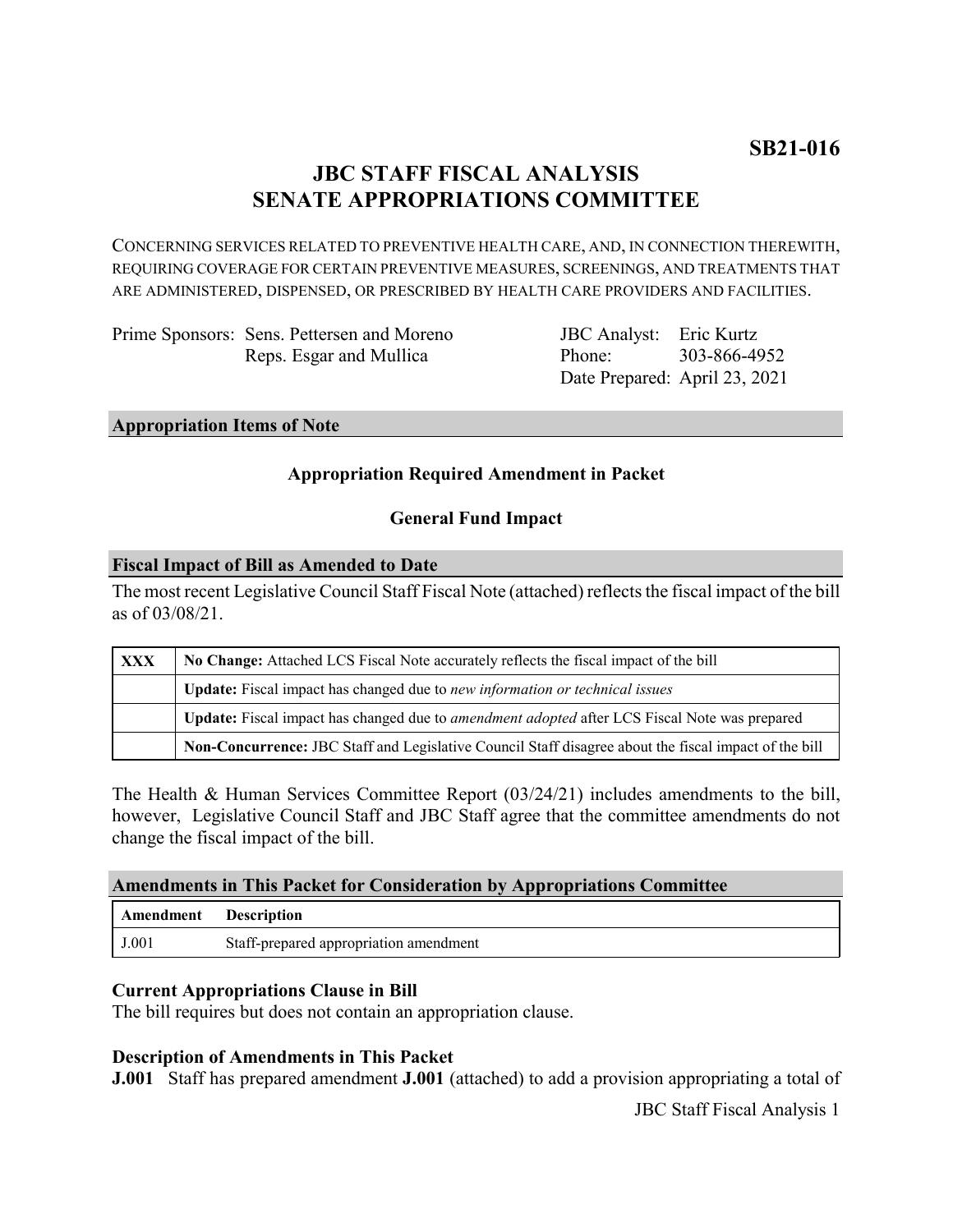**SB21-016**

# JBC STAFF FISCAL ANALYSIS
# SENATE APPROPRIATIONS COMMITTEE

CONCERNING SERVICES RELATED TO PREVENTIVE HEALTH CARE, AND, IN CONNECTION THEREWITH, REQUIRING COVERAGE FOR CERTAIN PREVENTIVE MEASURES, SCREENINGS, AND TREATMENTS THAT ARE ADMINISTERED, DISPENSED, OR PRESCRIBED BY HEALTH CARE PROVIDERS AND FACILITIES.

Prime Sponsors: Sens. Pettersen and Moreno
Reps. Esgar and Mullica

JBC Analyst: Eric Kurtz
Phone: 303-866-4952
Date Prepared: April 23, 2021

## Appropriation Items of Note

**Appropriation Required Amendment in Packet**

**General Fund Impact**

## Fiscal Impact of Bill as Amended to Date

The most recent Legislative Council Staff Fiscal Note (attached) reflects the fiscal impact of the bill as of 03/08/21.

| | |
|---|---|
| **XXX** | **No Change:** Attached LCS Fiscal Note accurately reflects the fiscal impact of the bill |
| | **Update:** Fiscal impact has changed due to *new information or technical issues* |
| | **Update:** Fiscal impact has changed due to *amendment adopted* after LCS Fiscal Note was prepared |
| | **Non-Concurrence:** JBC Staff and Legislative Council Staff disagree about the fiscal impact of the bill |

The Health & Human Services Committee Report (03/24/21) includes amendments to the bill, however, Legislative Council Staff and JBC Staff agree that the committee amendments do not change the fiscal impact of the bill.

## Amendments in This Packet for Consideration by Appropriations Committee

| Amendment | Description |
|---|---|
| J.001 | Staff-prepared appropriation amendment |

### Current Appropriations Clause in Bill

The bill requires but does not contain an appropriation clause.

### Description of Amendments in This Packet

**J.001** Staff has prepared amendment **J.001** (attached) to add a provision appropriating a total of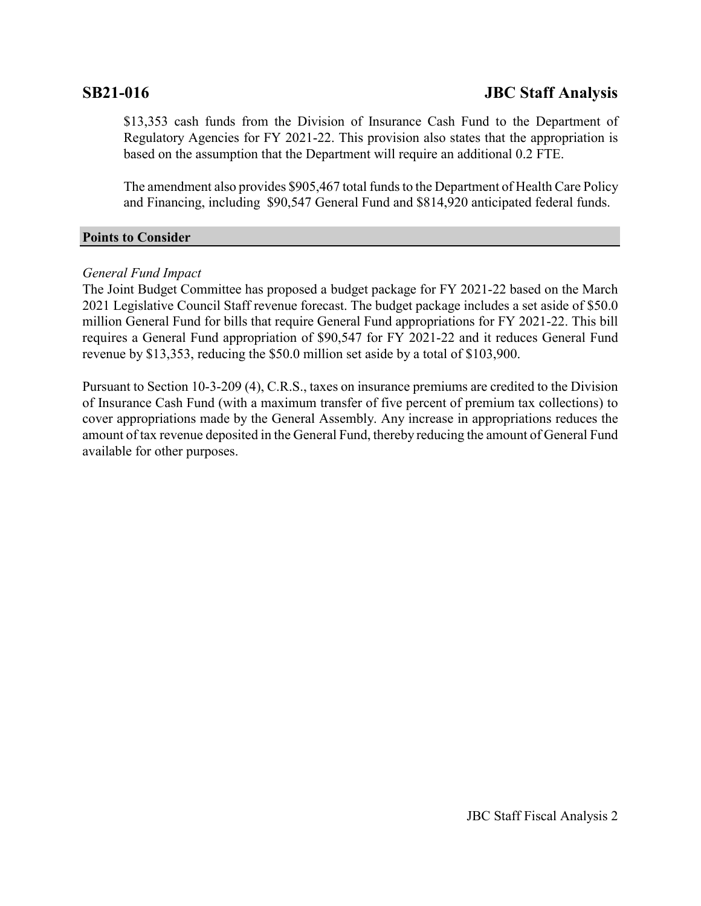$13,353 cash funds from the Division of Insurance Cash Fund to the Department of Regulatory Agencies for FY 2021-22. This provision also states that the appropriation is based on the assumption that the Department will require an additional 0.2 FTE.

The amendment also provides $905,467 total funds to the Department of Health Care Policy and Financing, including $90,547 General Fund and $814,920 anticipated federal funds.

## Points to Consider

*General Fund Impact*

The Joint Budget Committee has proposed a budget package for FY 2021-22 based on the March 2021 Legislative Council Staff revenue forecast. The budget package includes a set aside of $50.0 million General Fund for bills that require General Fund appropriations for FY 2021-22. This bill requires a General Fund appropriation of $90,547 for FY 2021-22 and it reduces General Fund revenue by $13,353, reducing the $50.0 million set aside by a total of $103,900.

Pursuant to Section 10-3-209 (4), C.R.S., taxes on insurance premiums are credited to the Division of Insurance Cash Fund (with a maximum transfer of five percent of premium tax collections) to cover appropriations made by the General Assembly. Any increase in appropriations reduces the amount of tax revenue deposited in the General Fund, thereby reducing the amount of General Fund available for other purposes.